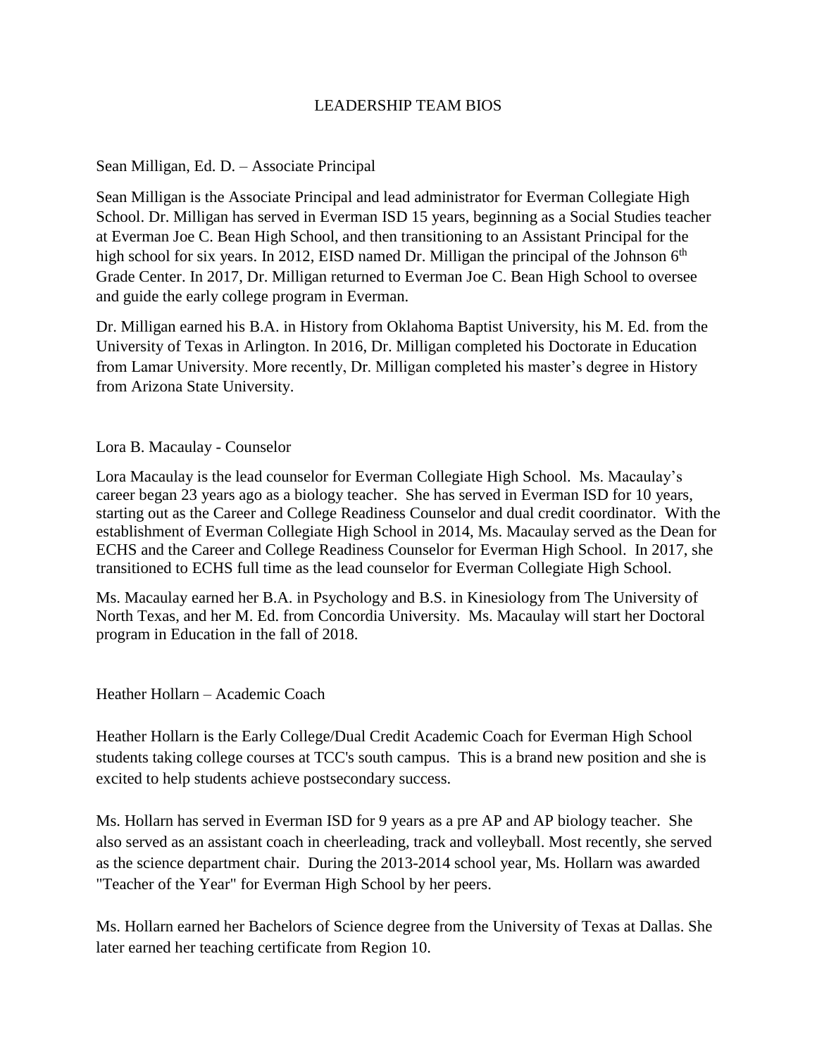# LEADERSHIP TEAM BIOS

## Sean Milligan, Ed. D. – Associate Principal

Sean Milligan is the Associate Principal and lead administrator for Everman Collegiate High School. Dr. Milligan has served in Everman ISD 15 years, beginning as a Social Studies teacher at Everman Joe C. Bean High School, and then transitioning to an Assistant Principal for the high school for six years. In 2012, EISD named Dr. Milligan the principal of the Johnson 6th Grade Center. In 2017, Dr. Milligan returned to Everman Joe C. Bean High School to oversee and guide the early college program in Everman.

Dr. Milligan earned his B.A. in History from Oklahoma Baptist University, his M. Ed. from the University of Texas in Arlington. In 2016, Dr. Milligan completed his Doctorate in Education from Lamar University. More recently, Dr. Milligan completed his master's degree in History from Arizona State University.

## Lora B. Macaulay - Counselor

Lora Macaulay is the lead counselor for Everman Collegiate High School. Ms. Macaulay's career began 23 years ago as a biology teacher. She has served in Everman ISD for 10 years, starting out as the Career and College Readiness Counselor and dual credit coordinator. With the establishment of Everman Collegiate High School in 2014, Ms. Macaulay served as the Dean for ECHS and the Career and College Readiness Counselor for Everman High School. In 2017, she transitioned to ECHS full time as the lead counselor for Everman Collegiate High School.

Ms. Macaulay earned her B.A. in Psychology and B.S. in Kinesiology from The University of North Texas, and her M. Ed. from Concordia University. Ms. Macaulay will start her Doctoral program in Education in the fall of 2018.

## Heather Hollarn – Academic Coach

Heather Hollarn is the Early College/Dual Credit Academic Coach for Everman High School students taking college courses at TCC's south campus. This is a brand new position and she is excited to help students achieve postsecondary success.

Ms. Hollarn has served in Everman ISD for 9 years as a pre AP and AP biology teacher. She also served as an assistant coach in cheerleading, track and volleyball. Most recently, she served as the science department chair. During the 2013-2014 school year, Ms. Hollarn was awarded "Teacher of the Year" for Everman High School by her peers.

Ms. Hollarn earned her Bachelors of Science degree from the University of Texas at Dallas. She later earned her teaching certificate from Region 10.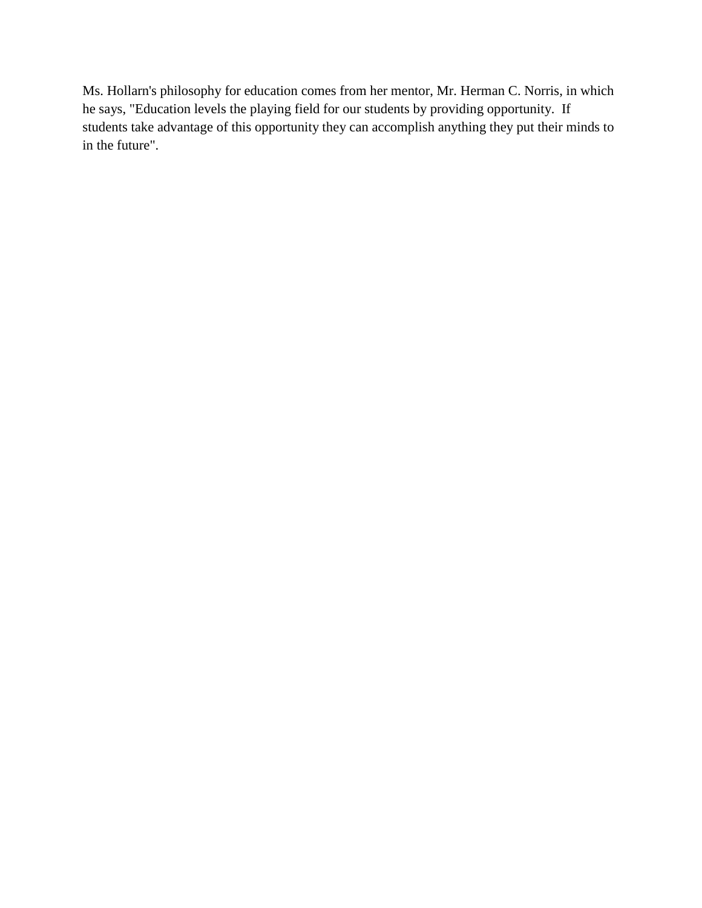Ms. Hollarn's philosophy for education comes from her mentor, Mr. Herman C. Norris, in which he says, "Education levels the playing field for our students by providing opportunity. If students take advantage of this opportunity they can accomplish anything they put their minds to in the future".